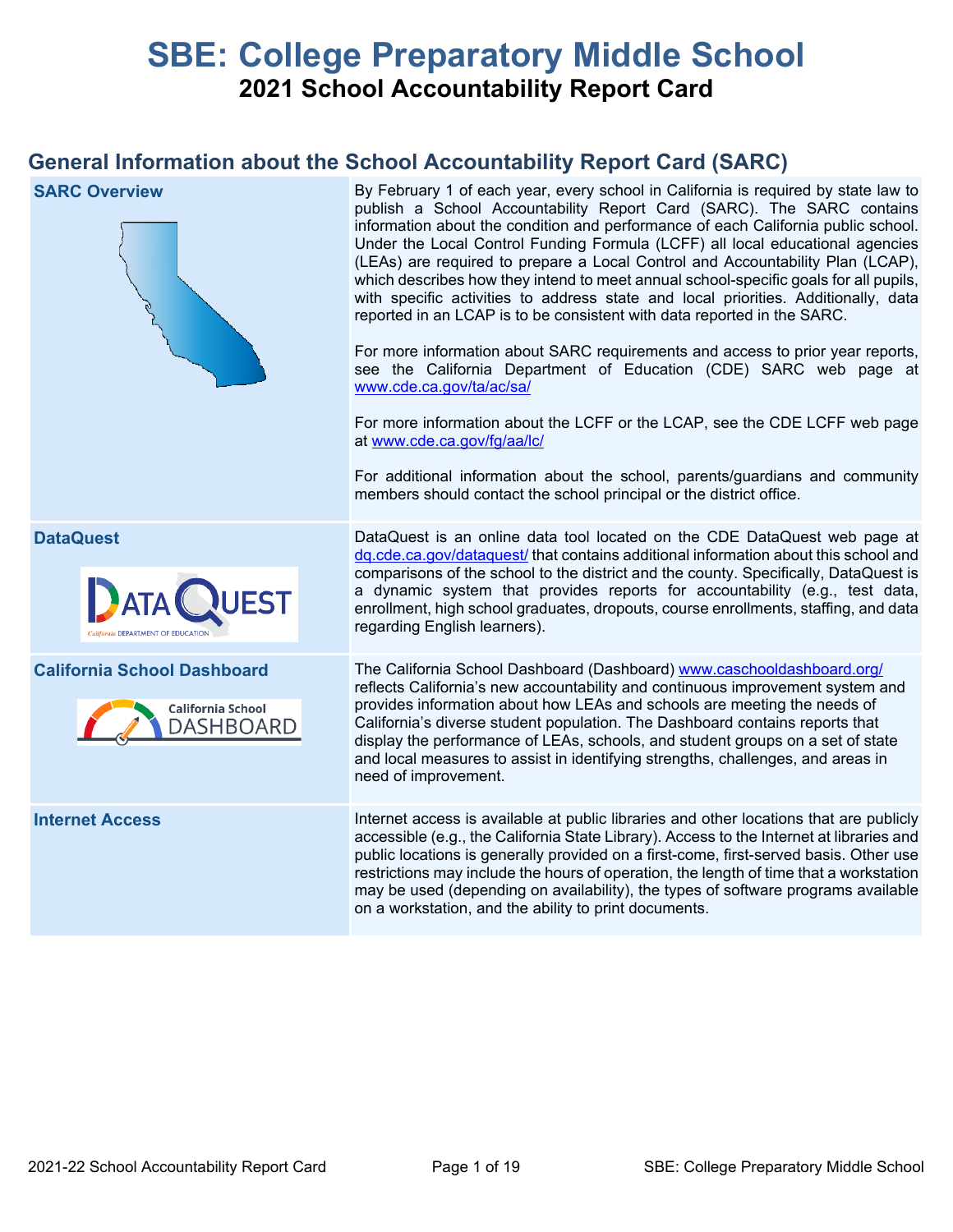# SBE: College Preparatory Middle School

## 2021 School Accountability Report Card

## General Information about the School Accountability Report Card (SARC)

| | |
|---|---|
| **SARC Overview** | By February 1 of each year, every school in California is required by state law to publish a School Accountability Report Card (SARC). The SARC contains information about the condition and performance of each California public school. Under the Local Control Funding Formula (LCFF) all local educational agencies (LEAs) are required to prepare a Local Control and Accountability Plan (LCAP), which describes how they intend to meet annual school-specific goals for all pupils, with specific activities to address state and local priorities. Additionally, data reported in an LCAP is to be consistent with data reported in the SARC.<br><br>For more information about SARC requirements and access to prior year reports, see the California Department of Education (CDE) SARC web page at www.cde.ca.gov/ta/ac/sa/<br><br>For more information about the LCFF or the LCAP, see the CDE LCFF web page at www.cde.ca.gov/fg/aa/lc/<br><br>For additional information about the school, parents/guardians and community members should contact the school principal or the district office. |
| **DataQuest** | DataQuest is an online data tool located on the CDE DataQuest web page at dq.cde.ca.gov/dataquest/ that contains additional information about this school and comparisons of the school to the district and the county. Specifically, DataQuest is a dynamic system that provides reports for accountability (e.g., test data, enrollment, high school graduates, dropouts, course enrollments, staffing, and data regarding English learners). |
| **California School Dashboard** | The California School Dashboard (Dashboard) www.caschooldashboard.org/ reflects California's new accountability and continuous improvement system and provides information about how LEAs and schools are meeting the needs of California's diverse student population. The Dashboard contains reports that display the performance of LEAs, schools, and student groups on a set of state and local measures to assist in identifying strengths, challenges, and areas in need of improvement. |
| **Internet Access** | Internet access is available at public libraries and other locations that are publicly accessible (e.g., the California State Library). Access to the Internet at libraries and public locations is generally provided on a first-come, first-served basis. Other use restrictions may include the hours of operation, the length of time that a workstation may be used (depending on availability), the types of software programs available on a workstation, and the ability to print documents. |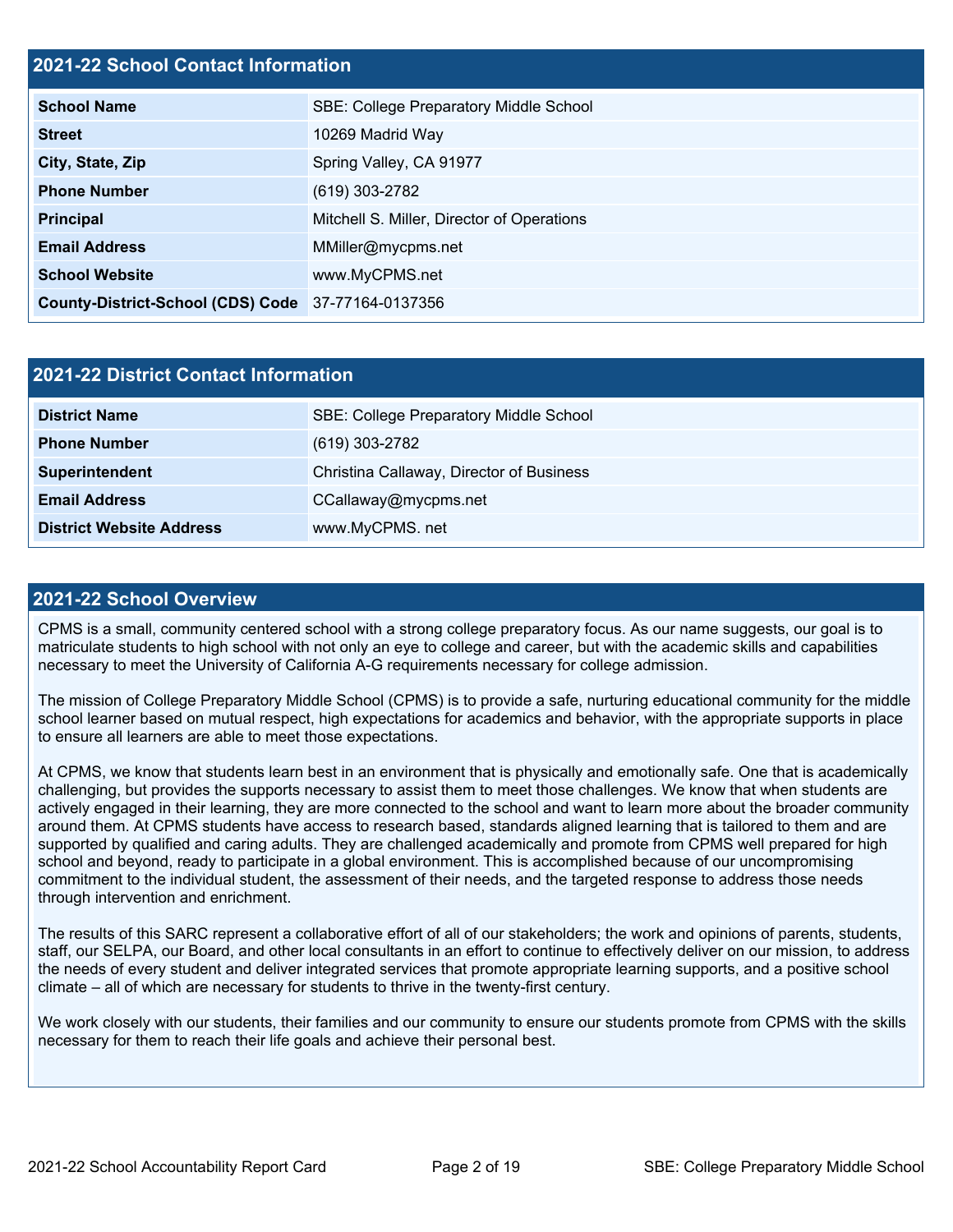## 2021-22 School Contact Information

| 2021-22 School Contact Information | |
|---|---|
| **School Name** | SBE: College Preparatory Middle School |
| **Street** | 10269 Madrid Way |
| **City, State, Zip** | Spring Valley, CA 91977 |
| **Phone Number** | (619) 303-2782 |
| **Principal** | Mitchell S. Miller, Director of Operations |
| **Email Address** | MMiller@mycpms.net |
| **School Website** | www.MyCPMS.net |
| **County-District-School (CDS) Code** | 37-77164-0137356 |

## 2021-22 District Contact Information

| 2021-22 District Contact Information | |
|---|---|
| **District Name** | SBE: College Preparatory Middle School |
| **Phone Number** | (619) 303-2782 |
| **Superintendent** | Christina Callaway, Director of Business |
| **Email Address** | CCallaway@mycpms.net |
| **District Website Address** | www.MyCPMS. net |

## 2021-22 School Overview

CPMS is a small, community centered school with a strong college preparatory focus. As our name suggests, our goal is to matriculate students to high school with not only an eye to college and career, but with the academic skills and capabilities necessary to meet the University of California A-G requirements necessary for college admission.

The mission of College Preparatory Middle School (CPMS) is to provide a safe, nurturing educational community for the middle school learner based on mutual respect, high expectations for academics and behavior, with the appropriate supports in place to ensure all learners are able to meet those expectations.

At CPMS, we know that students learn best in an environment that is physically and emotionally safe. One that is academically challenging, but provides the supports necessary to assist them to meet those challenges. We know that when students are actively engaged in their learning, they are more connected to the school and want to learn more about the broader community around them. At CPMS students have access to research based, standards aligned learning that is tailored to them and are supported by qualified and caring adults. They are challenged academically and promote from CPMS well prepared for high school and beyond, ready to participate in a global environment. This is accomplished because of our uncompromising commitment to the individual student, the assessment of their needs, and the targeted response to address those needs through intervention and enrichment.

The results of this SARC represent a collaborative effort of all of our stakeholders; the work and opinions of parents, students, staff, our SELPA, our Board, and other local consultants in an effort to continue to effectively deliver on our mission, to address the needs of every student and deliver integrated services that promote appropriate learning supports, and a positive school climate – all of which are necessary for students to thrive in the twenty-first century.

We work closely with our students, their families and our community to ensure our students promote from CPMS with the skills necessary for them to reach their life goals and achieve their personal best.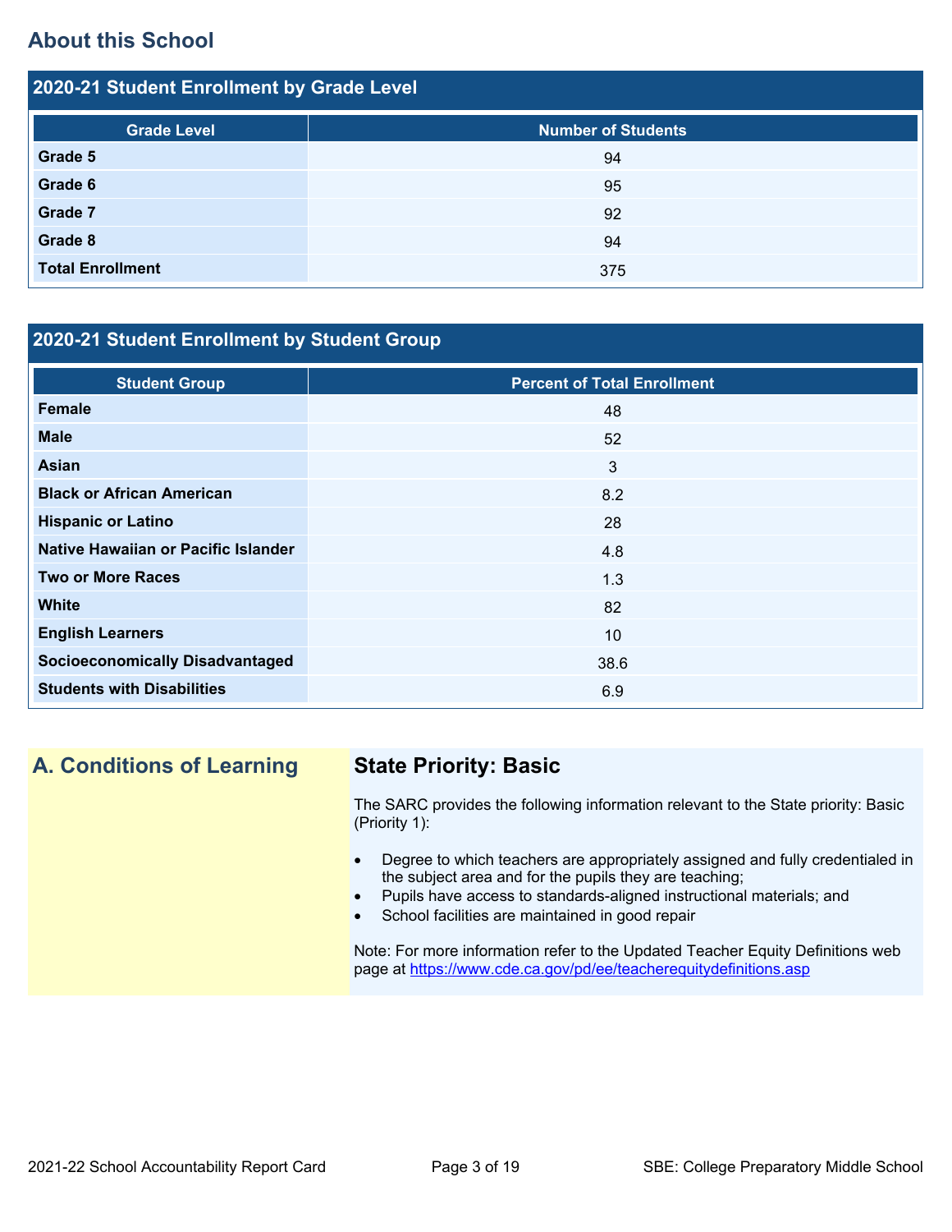## About this School

### 2020-21 Student Enrollment by Grade Level

| Grade Level | Number of Students |
|---|---|
| **Grade 5** | 94 |
| **Grade 6** | 95 |
| **Grade 7** | 92 |
| **Grade 8** | 94 |
| **Total Enrollment** | 375 |

### 2020-21 Student Enrollment by Student Group

| Student Group | Percent of Total Enrollment |
|---|---|
| **Female** | 48 |
| **Male** | 52 |
| **Asian** | 3 |
| **Black or African American** | 8.2 |
| **Hispanic or Latino** | 28 |
| **Native Hawaiian or Pacific Islander** | 4.8 |
| **Two or More Races** | 1.3 |
| **White** | 82 |
| **English Learners** | 10 |
| **Socioeconomically Disadvantaged** | 38.6 |
| **Students with Disabilities** | 6.9 |

## A. Conditions of Learning

### State Priority: Basic

The SARC provides the following information relevant to the State priority: Basic (Priority 1):

- Degree to which teachers are appropriately assigned and fully credentialed in the subject area and for the pupils they are teaching;
- Pupils have access to standards-aligned instructional materials; and
- School facilities are maintained in good repair

Note: For more information refer to the Updated Teacher Equity Definitions web page at https://www.cde.ca.gov/pd/ee/teacherequitydefinitions.asp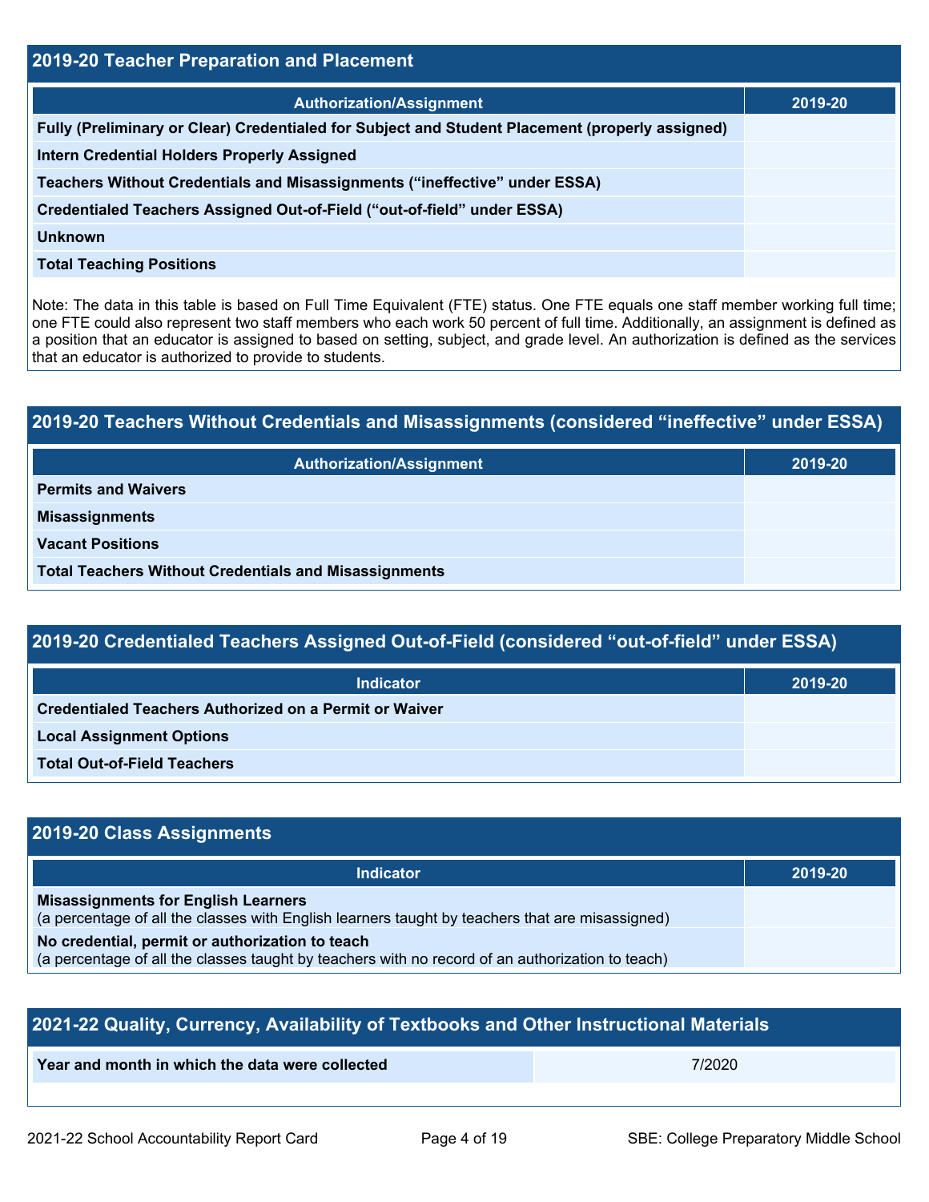## 2019-20 Teacher Preparation and Placement

| Authorization/Assignment | 2019-20 |
| --- | --- |
| Fully (Preliminary or Clear) Credentialed for Subject and Student Placement (properly assigned) | |
| Intern Credential Holders Properly Assigned | |
| Teachers Without Credentials and Misassignments ("ineffective" under ESSA) | |
| Credentialed Teachers Assigned Out-of-Field ("out-of-field" under ESSA) | |
| Unknown | |
| Total Teaching Positions | |

Note: The data in this table is based on Full Time Equivalent (FTE) status. One FTE equals one staff member working full time; one FTE could also represent two staff members who each work 50 percent of full time. Additionally, an assignment is defined as a position that an educator is assigned to based on setting, subject, and grade level. An authorization is defined as the services that an educator is authorized to provide to students.

## 2019-20 Teachers Without Credentials and Misassignments (considered "ineffective" under ESSA)

| Authorization/Assignment | 2019-20 |
| --- | --- |
| Permits and Waivers | |
| Misassignments | |
| Vacant Positions | |
| Total Teachers Without Credentials and Misassignments | |

## 2019-20 Credentialed Teachers Assigned Out-of-Field (considered "out-of-field" under ESSA)

| Indicator | 2019-20 |
| --- | --- |
| Credentialed Teachers Authorized on a Permit or Waiver | |
| Local Assignment Options | |
| Total Out-of-Field Teachers | |

## 2019-20 Class Assignments

| Indicator | 2019-20 |
| --- | --- |
| **Misassignments for English Learners** (a percentage of all the classes with English learners taught by teachers that are misassigned) | |
| **No credential, permit or authorization to teach** (a percentage of all the classes taught by teachers with no record of an authorization to teach) | |

## 2021-22 Quality, Currency, Availability of Textbooks and Other Instructional Materials

| Year and month in which the data were collected | 7/2020 |
| --- | --- |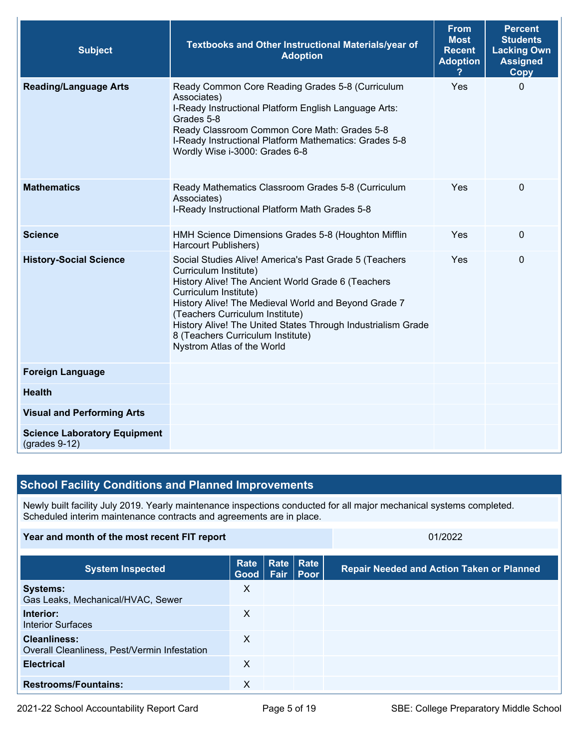| Subject | Textbooks and Other Instructional Materials/year of Adoption | From Most Recent Adoption ? | Percent Students Lacking Own Assigned Copy |
|---|---|---|---|
| **Reading/Language Arts** | Ready Common Core Reading Grades 5-8 (Curriculum Associates)<br>I-Ready Instructional Platform English Language Arts: Grades 5-8<br>Ready Classroom Common Core Math: Grades 5-8<br>I-Ready Instructional Platform Mathematics: Grades 5-8<br>Wordly Wise i-3000: Grades 6-8 | Yes | 0 |
| **Mathematics** | Ready Mathematics Classroom Grades 5-8 (Curriculum Associates)<br>I-Ready Instructional Platform Math Grades 5-8 | Yes | 0 |
| **Science** | HMH Science Dimensions Grades 5-8 (Houghton Mifflin Harcourt Publishers) | Yes | 0 |
| **History-Social Science** | Social Studies Alive! America's Past Grade 5 (Teachers Curriculum Institute)<br>History Alive! The Ancient World Grade 6 (Teachers Curriculum Institute)<br>History Alive! The Medieval World and Beyond Grade 7 (Teachers Curriculum Institute)<br>History Alive! The United States Through Industrialism Grade 8 (Teachers Curriculum Institute)<br>Nystrom Atlas of the World | Yes | 0 |
| **Foreign Language** | | | |
| **Health** | | | |
| **Visual and Performing Arts** | | | |
| **Science Laboratory Equipment** (grades 9-12) | | | |

## School Facility Conditions and Planned Improvements

Newly built facility July 2019. Yearly maintenance inspections conducted for all major mechanical systems completed. Scheduled interim maintenance contracts and agreements are in place.

| **Year and month of the most recent FIT report** | 01/2022 |
|---|---|

| System Inspected | Rate Good | Rate Fair | Rate Poor | Repair Needed and Action Taken or Planned |
|---|---|---|---|---|
| **Systems:**<br>Gas Leaks, Mechanical/HVAC, Sewer | X | | | |
| **Interior:**<br>Interior Surfaces | X | | | |
| **Cleanliness:**<br>Overall Cleanliness, Pest/Vermin Infestation | X | | | |
| **Electrical** | X | | | |
| **Restrooms/Fountains:** | X | | | |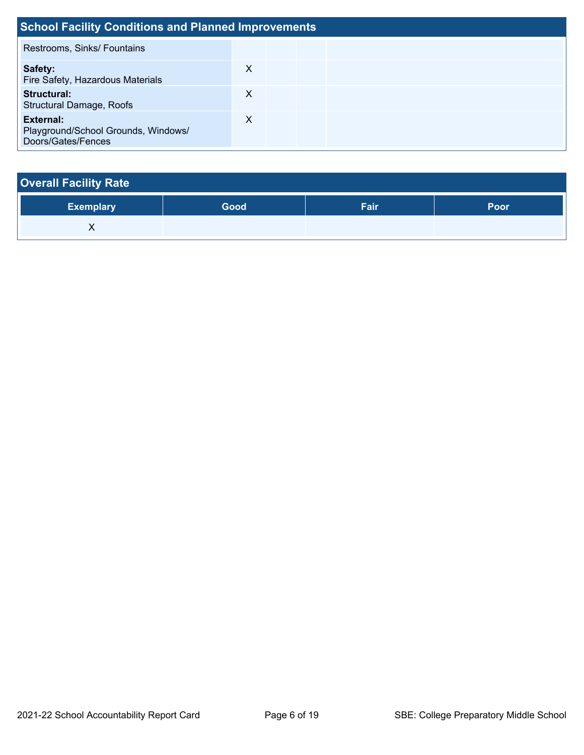## School Facility Conditions and Planned Improvements

| | | | | |
|---|---|---|---|---|
| Restrooms, Sinks/ Fountains | | | | |
| **Safety:** Fire Safety, Hazardous Materials | X | | | |
| **Structural:** Structural Damage, Roofs | X | | | |
| **External:** Playground/School Grounds, Windows/ Doors/Gates/Fences | X | | | |

## Overall Facility Rate

| Exemplary | Good | Fair | Poor |
|---|---|---|---|
| X | | | |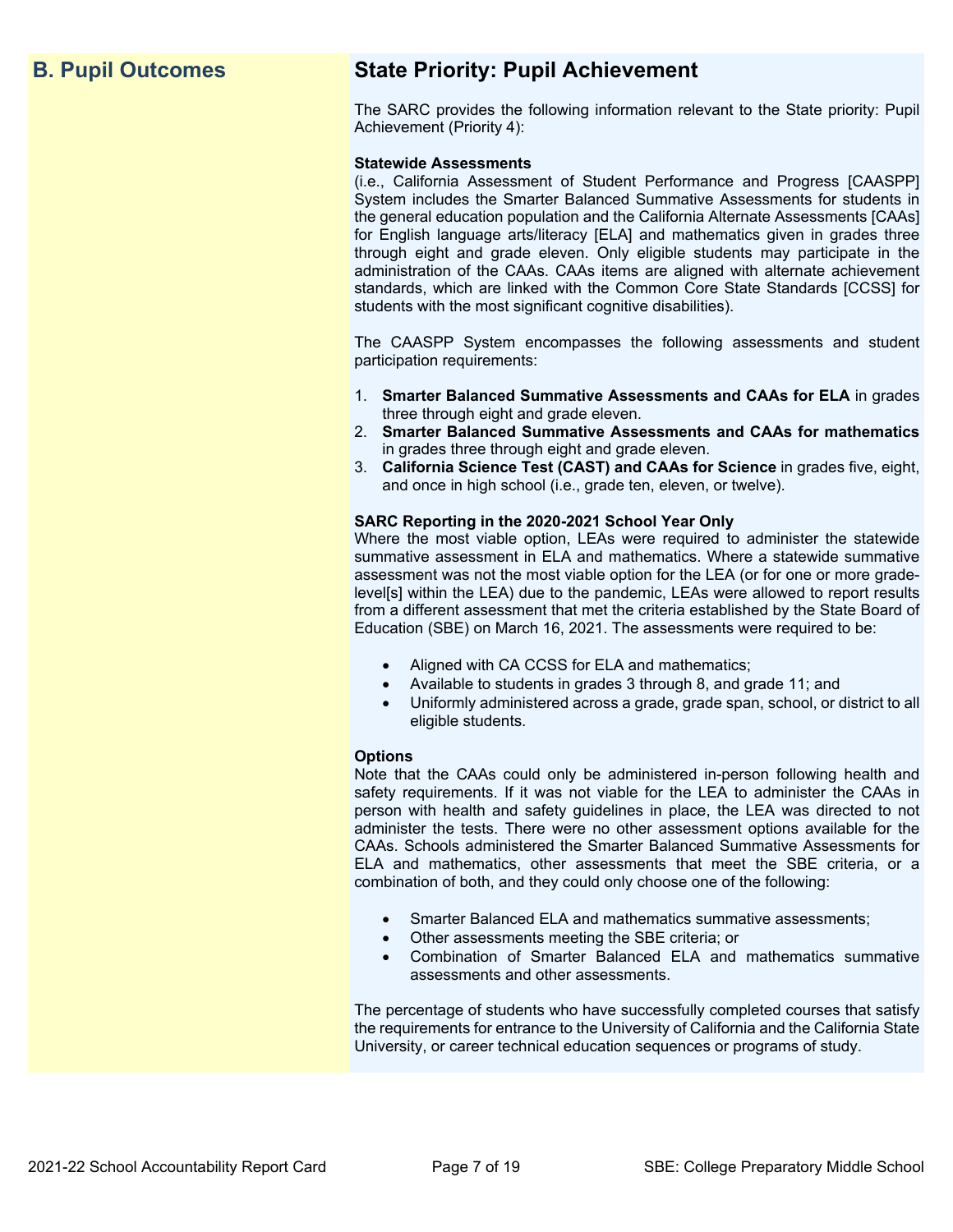## B. Pupil Outcomes

## State Priority: Pupil Achievement

The SARC provides the following information relevant to the State priority: Pupil Achievement (Priority 4):

**Statewide Assessments**
(i.e., California Assessment of Student Performance and Progress [CAASPP] System includes the Smarter Balanced Summative Assessments for students in the general education population and the California Alternate Assessments [CAAs] for English language arts/literacy [ELA] and mathematics given in grades three through eight and grade eleven. Only eligible students may participate in the administration of the CAAs. CAAs items are aligned with alternate achievement standards, which are linked with the Common Core State Standards [CCSS] for students with the most significant cognitive disabilities).

The CAASPP System encompasses the following assessments and student participation requirements:

1. **Smarter Balanced Summative Assessments and CAAs for ELA** in grades three through eight and grade eleven.
2. **Smarter Balanced Summative Assessments and CAAs for mathematics** in grades three through eight and grade eleven.
3. **California Science Test (CAST) and CAAs for Science** in grades five, eight, and once in high school (i.e., grade ten, eleven, or twelve).

**SARC Reporting in the 2020-2021 School Year Only**
Where the most viable option, LEAs were required to administer the statewide summative assessment in ELA and mathematics. Where a statewide summative assessment was not the most viable option for the LEA (or for one or more grade-level[s] within the LEA) due to the pandemic, LEAs were allowed to report results from a different assessment that met the criteria established by the State Board of Education (SBE) on March 16, 2021. The assessments were required to be:

- Aligned with CA CCSS for ELA and mathematics;
- Available to students in grades 3 through 8, and grade 11; and
- Uniformly administered across a grade, grade span, school, or district to all eligible students.

**Options**
Note that the CAAs could only be administered in-person following health and safety requirements. If it was not viable for the LEA to administer the CAAs in person with health and safety guidelines in place, the LEA was directed to not administer the tests. There were no other assessment options available for the CAAs. Schools administered the Smarter Balanced Summative Assessments for ELA and mathematics, other assessments that meet the SBE criteria, or a combination of both, and they could only choose one of the following:

- Smarter Balanced ELA and mathematics summative assessments;
- Other assessments meeting the SBE criteria; or
- Combination of Smarter Balanced ELA and mathematics summative assessments and other assessments.

The percentage of students who have successfully completed courses that satisfy the requirements for entrance to the University of California and the California State University, or career technical education sequences or programs of study.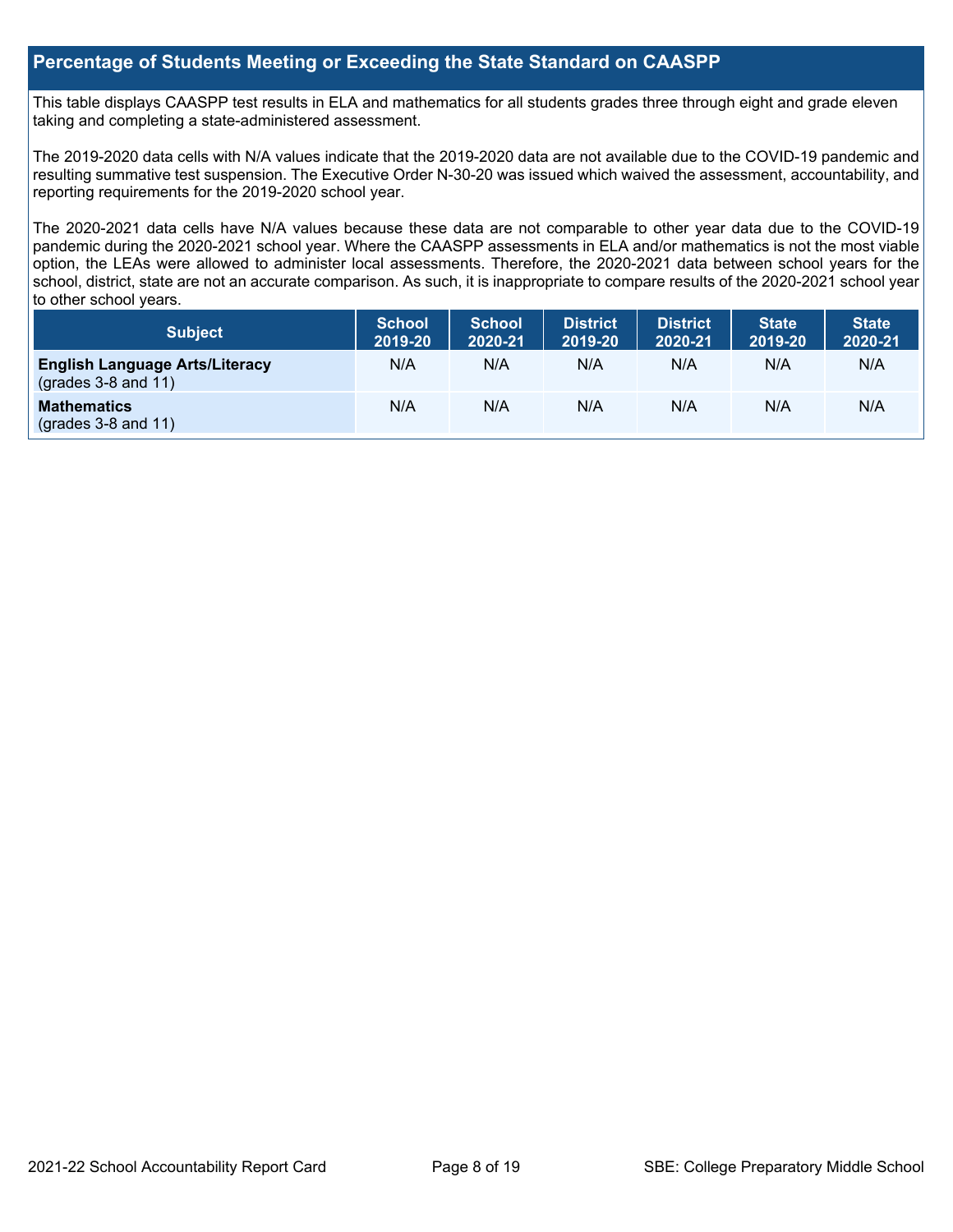## Percentage of Students Meeting or Exceeding the State Standard on CAASPP

This table displays CAASPP test results in ELA and mathematics for all students grades three through eight and grade eleven taking and completing a state-administered assessment.

The 2019-2020 data cells with N/A values indicate that the 2019-2020 data are not available due to the COVID-19 pandemic and resulting summative test suspension. The Executive Order N-30-20 was issued which waived the assessment, accountability, and reporting requirements for the 2019-2020 school year.

The 2020-2021 data cells have N/A values because these data are not comparable to other year data due to the COVID-19 pandemic during the 2020-2021 school year. Where the CAASPP assessments in ELA and/or mathematics is not the most viable option, the LEAs were allowed to administer local assessments. Therefore, the 2020-2021 data between school years for the school, district, state are not an accurate comparison. As such, it is inappropriate to compare results of the 2020-2021 school year to other school years.

| Subject | School 2019-20 | School 2020-21 | District 2019-20 | District 2020-21 | State 2019-20 | State 2020-21 |
|---|---|---|---|---|---|---|
| **English Language Arts/Literacy** (grades 3-8 and 11) | N/A | N/A | N/A | N/A | N/A | N/A |
| **Mathematics** (grades 3-8 and 11) | N/A | N/A | N/A | N/A | N/A | N/A |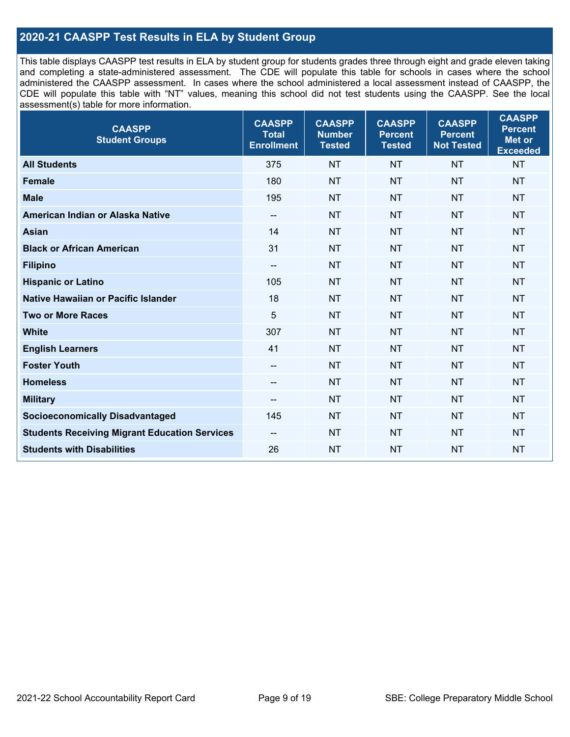## 2020-21 CAASPP Test Results in ELA by Student Group

This table displays CAASPP test results in ELA by student group for students grades three through eight and grade eleven taking and completing a state-administered assessment. The CDE will populate this table for schools in cases where the school administered the CAASPP assessment. In cases where the school administered a local assessment instead of CAASPP, the CDE will populate this table with "NT" values, meaning this school did not test students using the CAASPP. See the local assessment(s) table for more information.

| CAASPP Student Groups | CAASPP Total Enrollment | CAASPP Number Tested | CAASPP Percent Tested | CAASPP Percent Not Tested | CAASPP Percent Met or Exceeded |
|---|---|---|---|---|---|
| **All Students** | 375 | NT | NT | NT | NT |
| **Female** | 180 | NT | NT | NT | NT |
| **Male** | 195 | NT | NT | NT | NT |
| **American Indian or Alaska Native** | -- | NT | NT | NT | NT |
| **Asian** | 14 | NT | NT | NT | NT |
| **Black or African American** | 31 | NT | NT | NT | NT |
| **Filipino** | -- | NT | NT | NT | NT |
| **Hispanic or Latino** | 105 | NT | NT | NT | NT |
| **Native Hawaiian or Pacific Islander** | 18 | NT | NT | NT | NT |
| **Two or More Races** | 5 | NT | NT | NT | NT |
| **White** | 307 | NT | NT | NT | NT |
| **English Learners** | 41 | NT | NT | NT | NT |
| **Foster Youth** | -- | NT | NT | NT | NT |
| **Homeless** | -- | NT | NT | NT | NT |
| **Military** | -- | NT | NT | NT | NT |
| **Socioeconomically Disadvantaged** | 145 | NT | NT | NT | NT |
| **Students Receiving Migrant Education Services** | -- | NT | NT | NT | NT |
| **Students with Disabilities** | 26 | NT | NT | NT | NT |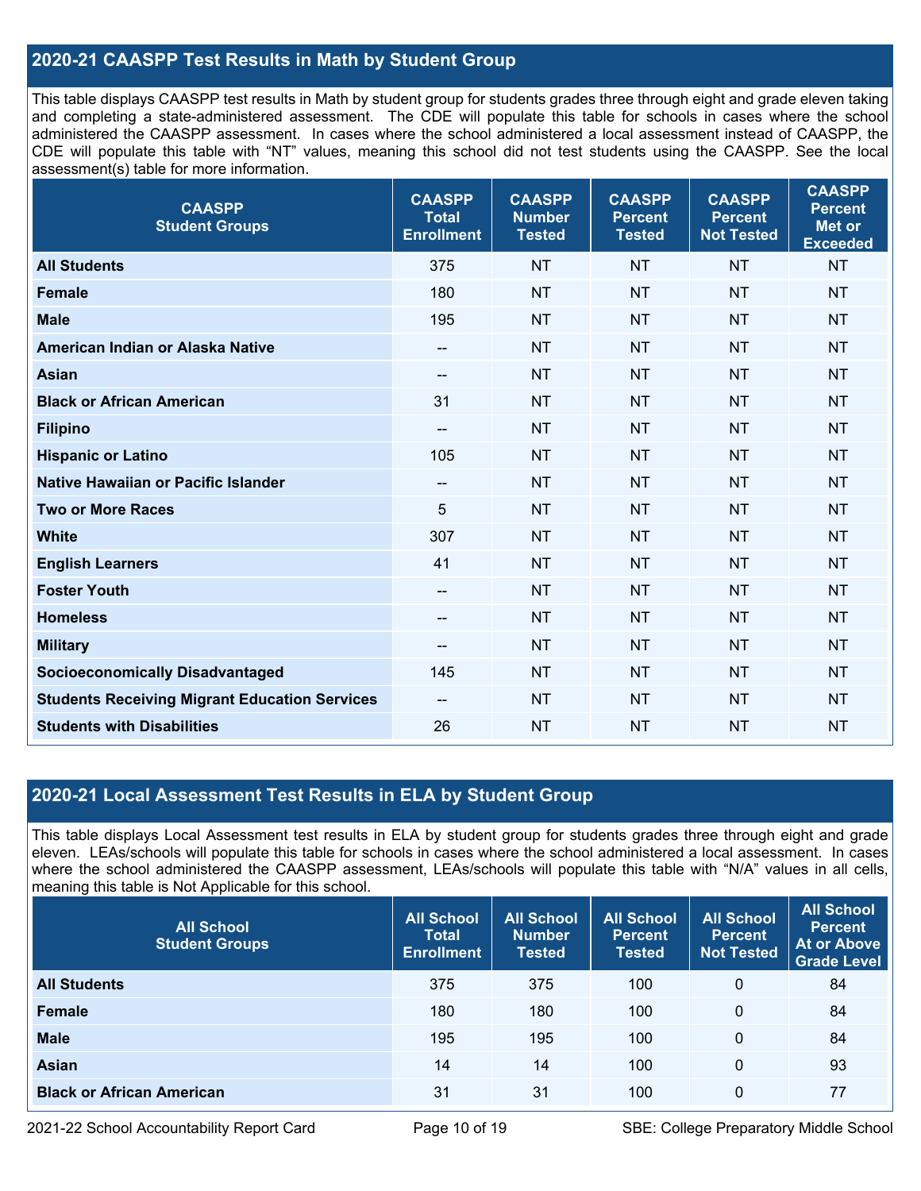## 2020-21 CAASPP Test Results in Math by Student Group

This table displays CAASPP test results in Math by student group for students grades three through eight and grade eleven taking and completing a state-administered assessment. The CDE will populate this table for schools in cases where the school administered the CAASPP assessment. In cases where the school administered a local assessment instead of CAASPP, the CDE will populate this table with "NT" values, meaning this school did not test students using the CAASPP. See the local assessment(s) table for more information.

| CAASPP Student Groups | CAASPP Total Enrollment | CAASPP Number Tested | CAASPP Percent Tested | CAASPP Percent Not Tested | CAASPP Percent Met or Exceeded |
|---|---|---|---|---|---|
| **All Students** | 375 | NT | NT | NT | NT |
| **Female** | 180 | NT | NT | NT | NT |
| **Male** | 195 | NT | NT | NT | NT |
| **American Indian or Alaska Native** | -- | NT | NT | NT | NT |
| **Asian** | -- | NT | NT | NT | NT |
| **Black or African American** | 31 | NT | NT | NT | NT |
| **Filipino** | -- | NT | NT | NT | NT |
| **Hispanic or Latino** | 105 | NT | NT | NT | NT |
| **Native Hawaiian or Pacific Islander** | -- | NT | NT | NT | NT |
| **Two or More Races** | 5 | NT | NT | NT | NT |
| **White** | 307 | NT | NT | NT | NT |
| **English Learners** | 41 | NT | NT | NT | NT |
| **Foster Youth** | -- | NT | NT | NT | NT |
| **Homeless** | -- | NT | NT | NT | NT |
| **Military** | -- | NT | NT | NT | NT |
| **Socioeconomically Disadvantaged** | 145 | NT | NT | NT | NT |
| **Students Receiving Migrant Education Services** | -- | NT | NT | NT | NT |
| **Students with Disabilities** | 26 | NT | NT | NT | NT |

## 2020-21 Local Assessment Test Results in ELA by Student Group

This table displays Local Assessment test results in ELA by student group for students grades three through eight and grade eleven. LEAs/schools will populate this table for schools in cases where the school administered a local assessment. In cases where the school administered the CAASPP assessment, LEAs/schools will populate this table with "N/A" values in all cells, meaning this table is Not Applicable for this school.

| All School Student Groups | All School Total Enrollment | All School Number Tested | All School Percent Tested | All School Percent Not Tested | All School Percent At or Above Grade Level |
|---|---|---|---|---|---|
| **All Students** | 375 | 375 | 100 | 0 | 84 |
| **Female** | 180 | 180 | 100 | 0 | 84 |
| **Male** | 195 | 195 | 100 | 0 | 84 |
| **Asian** | 14 | 14 | 100 | 0 | 93 |
| **Black or African American** | 31 | 31 | 100 | 0 | 77 |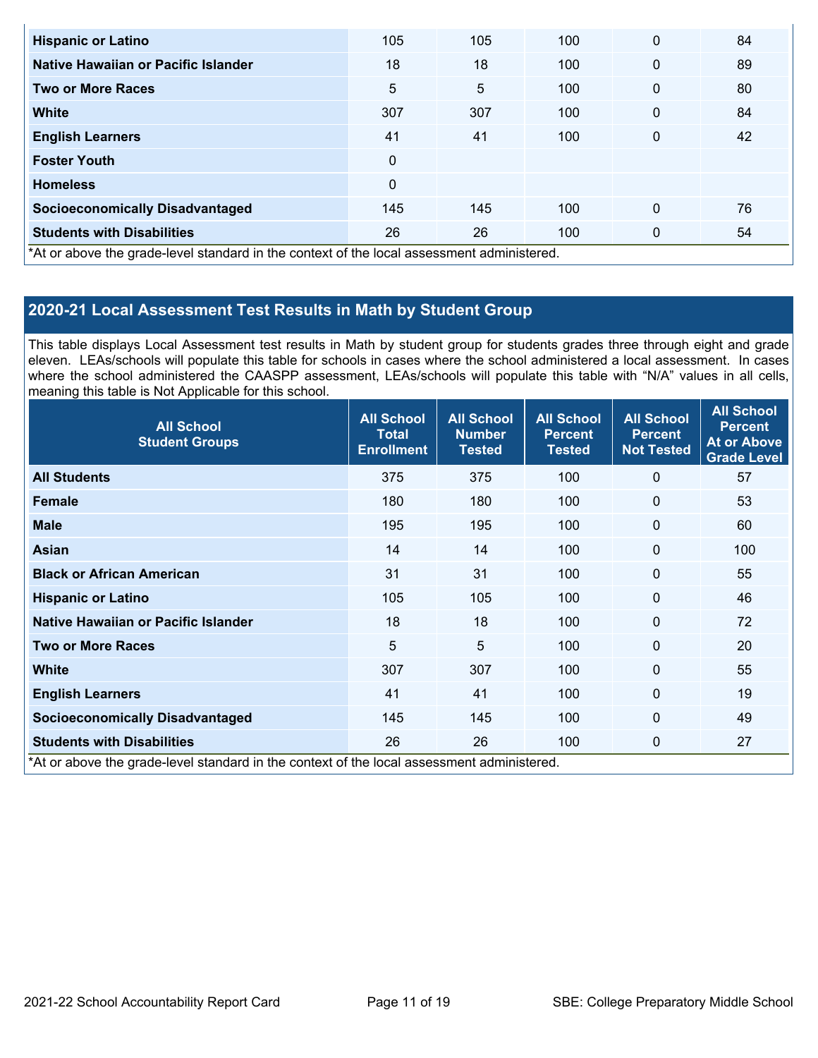| | | | | | |
|---|---|---|---|---|---|
| **Hispanic or Latino** | 105 | 105 | 100 | 0 | 84 |
| **Native Hawaiian or Pacific Islander** | 18 | 18 | 100 | 0 | 89 |
| **Two or More Races** | 5 | 5 | 100 | 0 | 80 |
| **White** | 307 | 307 | 100 | 0 | 84 |
| **English Learners** | 41 | 41 | 100 | 0 | 42 |
| **Foster Youth** | 0 | | | | |
| **Homeless** | 0 | | | | |
| **Socioeconomically Disadvantaged** | 145 | 145 | 100 | 0 | 76 |
| **Students with Disabilities** | 26 | 26 | 100 | 0 | 54 |

*At or above the grade-level standard in the context of the local assessment administered.

## 2020-21 Local Assessment Test Results in Math by Student Group

This table displays Local Assessment test results in Math by student group for students grades three through eight and grade eleven. LEAs/schools will populate this table for schools in cases where the school administered a local assessment. In cases where the school administered the CAASPP assessment, LEAs/schools will populate this table with "N/A" values in all cells, meaning this table is Not Applicable for this school.

| All School Student Groups | All School Total Enrollment | All School Number Tested | All School Percent Tested | All School Percent Not Tested | All School Percent At or Above Grade Level |
|---|---|---|---|---|---|
| **All Students** | 375 | 375 | 100 | 0 | 57 |
| **Female** | 180 | 180 | 100 | 0 | 53 |
| **Male** | 195 | 195 | 100 | 0 | 60 |
| **Asian** | 14 | 14 | 100 | 0 | 100 |
| **Black or African American** | 31 | 31 | 100 | 0 | 55 |
| **Hispanic or Latino** | 105 | 105 | 100 | 0 | 46 |
| **Native Hawaiian or Pacific Islander** | 18 | 18 | 100 | 0 | 72 |
| **Two or More Races** | 5 | 5 | 100 | 0 | 20 |
| **White** | 307 | 307 | 100 | 0 | 55 |
| **English Learners** | 41 | 41 | 100 | 0 | 19 |
| **Socioeconomically Disadvantaged** | 145 | 145 | 100 | 0 | 49 |
| **Students with Disabilities** | 26 | 26 | 100 | 0 | 27 |

*At or above the grade-level standard in the context of the local assessment administered.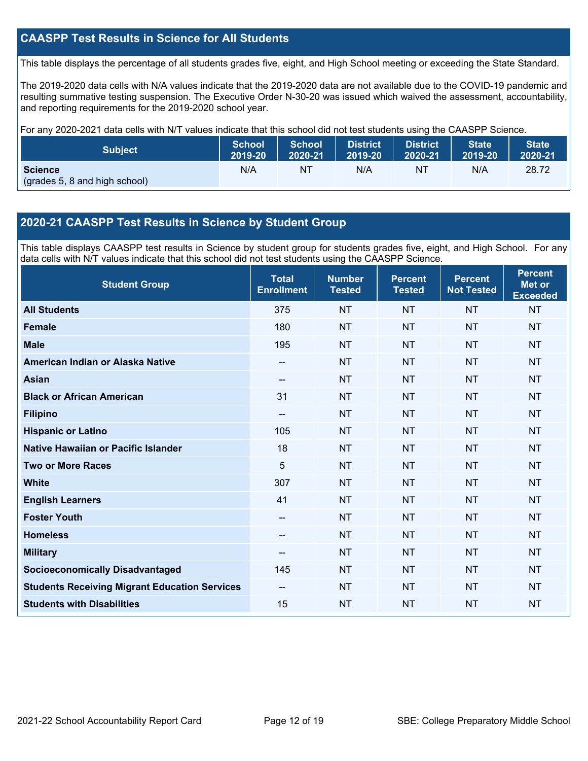## CAASPP Test Results in Science for All Students

This table displays the percentage of all students grades five, eight, and High School meeting or exceeding the State Standard.

The 2019-2020 data cells with N/A values indicate that the 2019-2020 data are not available due to the COVID-19 pandemic and resulting summative testing suspension. The Executive Order N-30-20 was issued which waived the assessment, accountability, and reporting requirements for the 2019-2020 school year.

For any 2020-2021 data cells with N/T values indicate that this school did not test students using the CAASPP Science.

| Subject | School 2019-20 | School 2020-21 | District 2019-20 | District 2020-21 | State 2019-20 | State 2020-21 |
|---|---|---|---|---|---|---|
| **Science** (grades 5, 8 and high school) | N/A | NT | N/A | NT | N/A | 28.72 |

## 2020-21 CAASPP Test Results in Science by Student Group

This table displays CAASPP test results in Science by student group for students grades five, eight, and High School. For any data cells with N/T values indicate that this school did not test students using the CAASPP Science.

| Student Group | Total Enrollment | Number Tested | Percent Tested | Percent Not Tested | Percent Met or Exceeded |
|---|---|---|---|---|---|
| **All Students** | 375 | NT | NT | NT | NT |
| **Female** | 180 | NT | NT | NT | NT |
| **Male** | 195 | NT | NT | NT | NT |
| **American Indian or Alaska Native** | -- | NT | NT | NT | NT |
| **Asian** | -- | NT | NT | NT | NT |
| **Black or African American** | 31 | NT | NT | NT | NT |
| **Filipino** | -- | NT | NT | NT | NT |
| **Hispanic or Latino** | 105 | NT | NT | NT | NT |
| **Native Hawaiian or Pacific Islander** | 18 | NT | NT | NT | NT |
| **Two or More Races** | 5 | NT | NT | NT | NT |
| **White** | 307 | NT | NT | NT | NT |
| **English Learners** | 41 | NT | NT | NT | NT |
| **Foster Youth** | -- | NT | NT | NT | NT |
| **Homeless** | -- | NT | NT | NT | NT |
| **Military** | -- | NT | NT | NT | NT |
| **Socioeconomically Disadvantaged** | 145 | NT | NT | NT | NT |
| **Students Receiving Migrant Education Services** | -- | NT | NT | NT | NT |
| **Students with Disabilities** | 15 | NT | NT | NT | NT |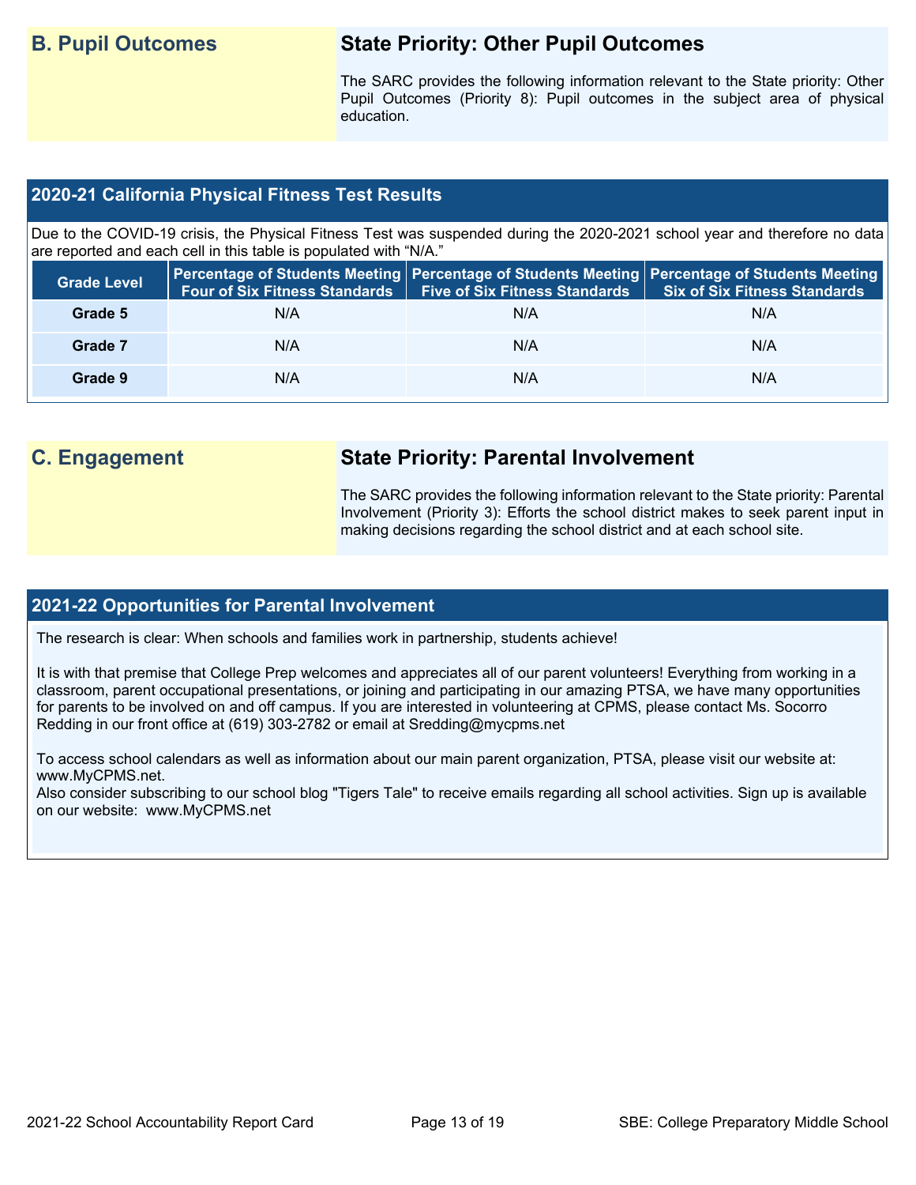## B. Pupil Outcomes

### State Priority: Other Pupil Outcomes

The SARC provides the following information relevant to the State priority: Other Pupil Outcomes (Priority 8): Pupil outcomes in the subject area of physical education.

### 2020-21 California Physical Fitness Test Results

Due to the COVID-19 crisis, the Physical Fitness Test was suspended during the 2020-2021 school year and therefore no data are reported and each cell in this table is populated with "N/A."

| Grade Level | Percentage of Students Meeting Four of Six Fitness Standards | Percentage of Students Meeting Five of Six Fitness Standards | Percentage of Students Meeting Six of Six Fitness Standards |
|---|---|---|---|
| Grade 5 | N/A | N/A | N/A |
| Grade 7 | N/A | N/A | N/A |
| Grade 9 | N/A | N/A | N/A |

## C. Engagement

### State Priority: Parental Involvement

The SARC provides the following information relevant to the State priority: Parental Involvement (Priority 3): Efforts the school district makes to seek parent input in making decisions regarding the school district and at each school site.

### 2021-22 Opportunities for Parental Involvement

The research is clear: When schools and families work in partnership, students achieve!

It is with that premise that College Prep welcomes and appreciates all of our parent volunteers! Everything from working in a classroom, parent occupational presentations, or joining and participating in our amazing PTSA, we have many opportunities for parents to be involved on and off campus. If you are interested in volunteering at CPMS, please contact Ms. Socorro Redding in our front office at (619) 303-2782 or email at Sredding@mycpms.net

To access school calendars as well as information about our main parent organization, PTSA, please visit our website at: www.MyCPMS.net.
Also consider subscribing to our school blog "Tigers Tale" to receive emails regarding all school activities. Sign up is available on our website: www.MyCPMS.net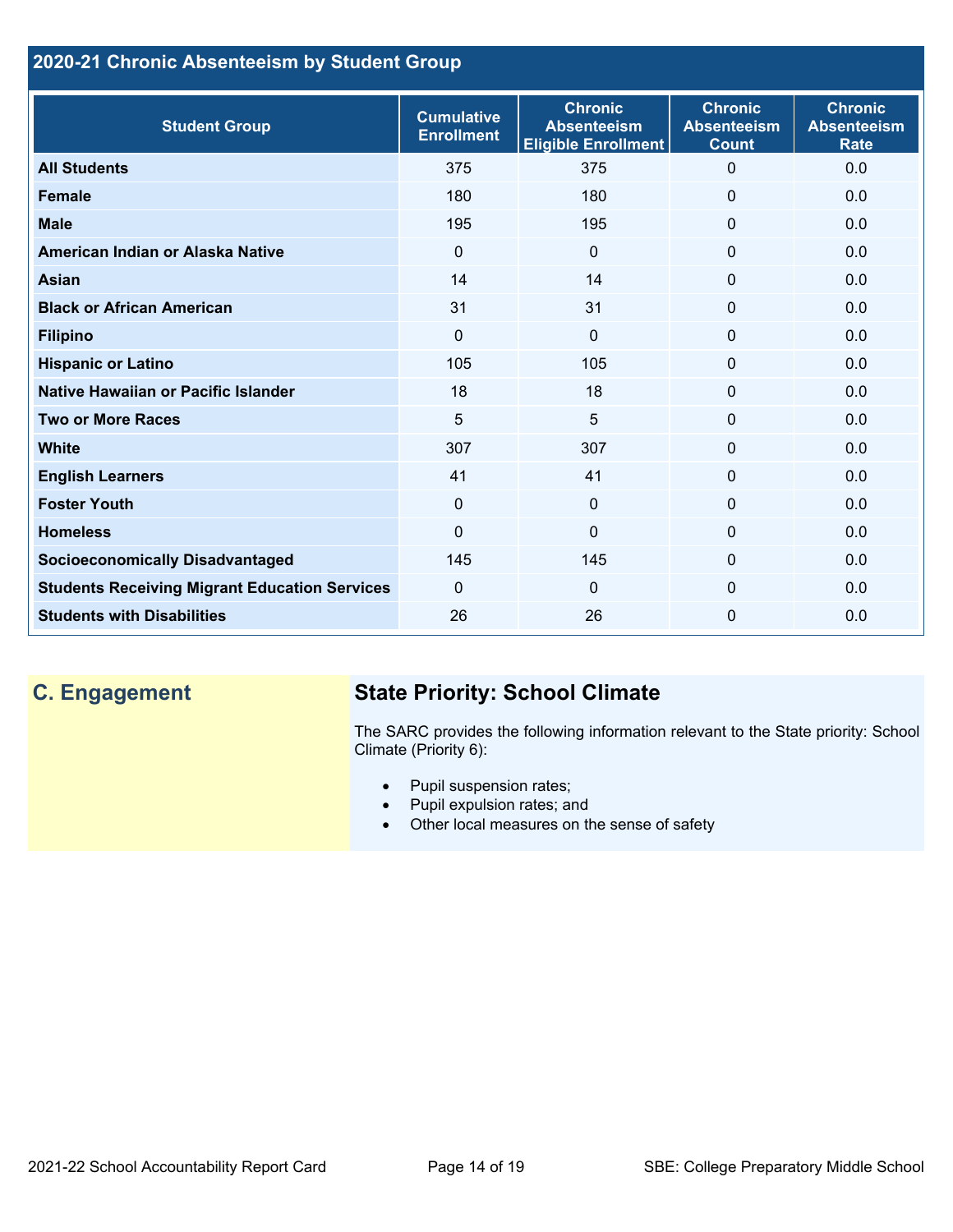## 2020-21 Chronic Absenteeism by Student Group

| Student Group | Cumulative Enrollment | Chronic Absenteeism Eligible Enrollment | Chronic Absenteeism Count | Chronic Absenteeism Rate |
|---|---|---|---|---|
| All Students | 375 | 375 | 0 | 0.0 |
| Female | 180 | 180 | 0 | 0.0 |
| Male | 195 | 195 | 0 | 0.0 |
| American Indian or Alaska Native | 0 | 0 | 0 | 0.0 |
| Asian | 14 | 14 | 0 | 0.0 |
| Black or African American | 31 | 31 | 0 | 0.0 |
| Filipino | 0 | 0 | 0 | 0.0 |
| Hispanic or Latino | 105 | 105 | 0 | 0.0 |
| Native Hawaiian or Pacific Islander | 18 | 18 | 0 | 0.0 |
| Two or More Races | 5 | 5 | 0 | 0.0 |
| White | 307 | 307 | 0 | 0.0 |
| English Learners | 41 | 41 | 0 | 0.0 |
| Foster Youth | 0 | 0 | 0 | 0.0 |
| Homeless | 0 | 0 | 0 | 0.0 |
| Socioeconomically Disadvantaged | 145 | 145 | 0 | 0.0 |
| Students Receiving Migrant Education Services | 0 | 0 | 0 | 0.0 |
| Students with Disabilities | 26 | 26 | 0 | 0.0 |

## C. Engagement

## State Priority: School Climate

The SARC provides the following information relevant to the State priority: School Climate (Priority 6):

- Pupil suspension rates;
- Pupil expulsion rates; and
- Other local measures on the sense of safety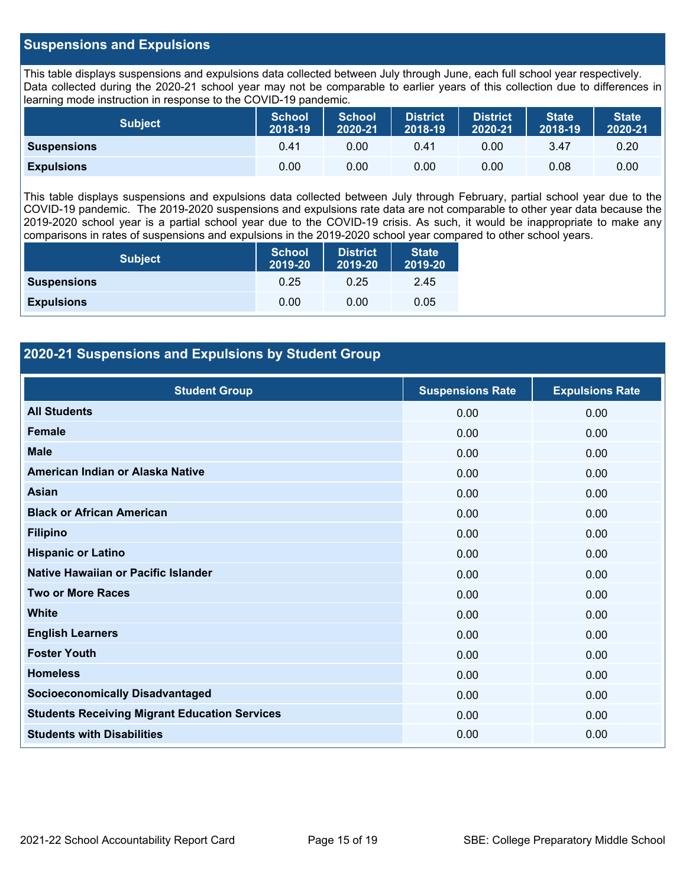## Suspensions and Expulsions

This table displays suspensions and expulsions data collected between July through June, each full school year respectively. Data collected during the 2020-21 school year may not be comparable to earlier years of this collection due to differences in learning mode instruction in response to the COVID-19 pandemic.

| Subject | School 2018-19 | School 2020-21 | District 2018-19 | District 2020-21 | State 2018-19 | State 2020-21 |
|---|---|---|---|---|---|---|
| **Suspensions** | 0.41 | 0.00 | 0.41 | 0.00 | 3.47 | 0.20 |
| **Expulsions** | 0.00 | 0.00 | 0.00 | 0.00 | 0.08 | 0.00 |

This table displays suspensions and expulsions data collected between July through February, partial school year due to the COVID-19 pandemic. The 2019-2020 suspensions and expulsions rate data are not comparable to other year data because the 2019-2020 school year is a partial school year due to the COVID-19 crisis. As such, it would be inappropriate to make any comparisons in rates of suspensions and expulsions in the 2019-2020 school year compared to other school years.

| Subject | School 2019-20 | District 2019-20 | State 2019-20 |
|---|---|---|---|
| **Suspensions** | 0.25 | 0.25 | 2.45 |
| **Expulsions** | 0.00 | 0.00 | 0.05 |

## 2020-21 Suspensions and Expulsions by Student Group

| Student Group | Suspensions Rate | Expulsions Rate |
|---|---|---|
| **All Students** | 0.00 | 0.00 |
| **Female** | 0.00 | 0.00 |
| **Male** | 0.00 | 0.00 |
| **American Indian or Alaska Native** | 0.00 | 0.00 |
| **Asian** | 0.00 | 0.00 |
| **Black or African American** | 0.00 | 0.00 |
| **Filipino** | 0.00 | 0.00 |
| **Hispanic or Latino** | 0.00 | 0.00 |
| **Native Hawaiian or Pacific Islander** | 0.00 | 0.00 |
| **Two or More Races** | 0.00 | 0.00 |
| **White** | 0.00 | 0.00 |
| **English Learners** | 0.00 | 0.00 |
| **Foster Youth** | 0.00 | 0.00 |
| **Homeless** | 0.00 | 0.00 |
| **Socioeconomically Disadvantaged** | 0.00 | 0.00 |
| **Students Receiving Migrant Education Services** | 0.00 | 0.00 |
| **Students with Disabilities** | 0.00 | 0.00 |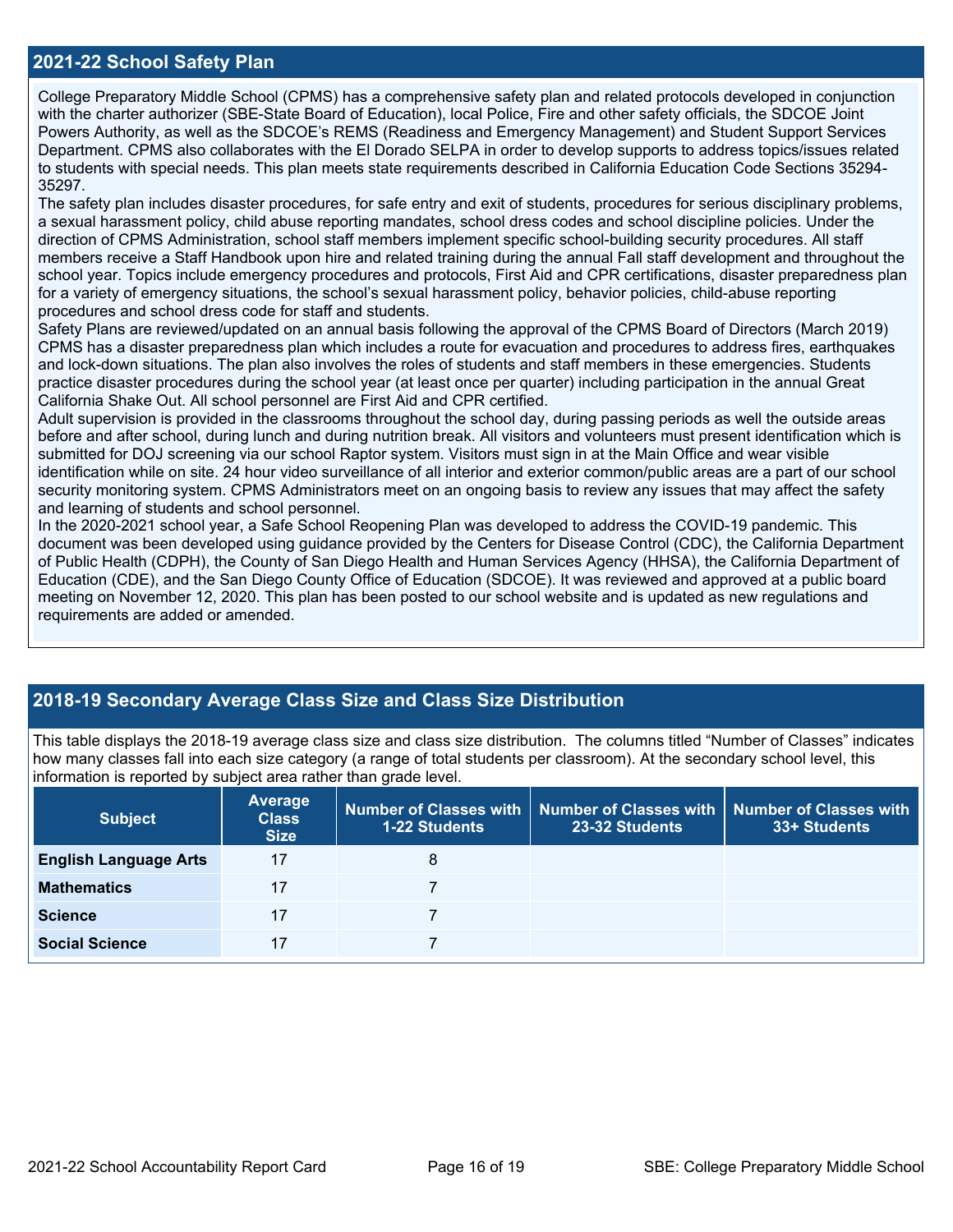## 2021-22 School Safety Plan

College Preparatory Middle School (CPMS) has a comprehensive safety plan and related protocols developed in conjunction with the charter authorizer (SBE-State Board of Education), local Police, Fire and other safety officials, the SDCOE Joint Powers Authority, as well as the SDCOE's REMS (Readiness and Emergency Management) and Student Support Services Department. CPMS also collaborates with the El Dorado SELPA in order to develop supports to address topics/issues related to students with special needs. This plan meets state requirements described in California Education Code Sections 35294-35297.

The safety plan includes disaster procedures, for safe entry and exit of students, procedures for serious disciplinary problems, a sexual harassment policy, child abuse reporting mandates, school dress codes and school discipline policies. Under the direction of CPMS Administration, school staff members implement specific school-building security procedures. All staff members receive a Staff Handbook upon hire and related training during the annual Fall staff development and throughout the school year. Topics include emergency procedures and protocols, First Aid and CPR certifications, disaster preparedness plan for a variety of emergency situations, the school's sexual harassment policy, behavior policies, child-abuse reporting procedures and school dress code for staff and students.

Safety Plans are reviewed/updated on an annual basis following the approval of the CPMS Board of Directors (March 2019) CPMS has a disaster preparedness plan which includes a route for evacuation and procedures to address fires, earthquakes and lock-down situations. The plan also involves the roles of students and staff members in these emergencies. Students practice disaster procedures during the school year (at least once per quarter) including participation in the annual Great California Shake Out. All school personnel are First Aid and CPR certified.

Adult supervision is provided in the classrooms throughout the school day, during passing periods as well the outside areas before and after school, during lunch and during nutrition break. All visitors and volunteers must present identification which is submitted for DOJ screening via our school Raptor system. Visitors must sign in at the Main Office and wear visible identification while on site. 24 hour video surveillance of all interior and exterior common/public areas are a part of our school security monitoring system. CPMS Administrators meet on an ongoing basis to review any issues that may affect the safety and learning of students and school personnel.

In the 2020-2021 school year, a Safe School Reopening Plan was developed to address the COVID-19 pandemic. This document was been developed using guidance provided by the Centers for Disease Control (CDC), the California Department of Public Health (CDPH), the County of San Diego Health and Human Services Agency (HHSA), the California Department of Education (CDE), and the San Diego County Office of Education (SDCOE). It was reviewed and approved at a public board meeting on November 12, 2020. This plan has been posted to our school website and is updated as new regulations and requirements are added or amended.

## 2018-19 Secondary Average Class Size and Class Size Distribution

This table displays the 2018-19 average class size and class size distribution. The columns titled "Number of Classes" indicates how many classes fall into each size category (a range of total students per classroom). At the secondary school level, this information is reported by subject area rather than grade level.

| Subject | Average Class Size | Number of Classes with 1-22 Students | Number of Classes with 23-32 Students | Number of Classes with 33+ Students |
|---|---|---|---|---|
| **English Language Arts** | 17 | 8 | | |
| **Mathematics** | 17 | 7 | | |
| **Science** | 17 | 7 | | |
| **Social Science** | 17 | 7 | | |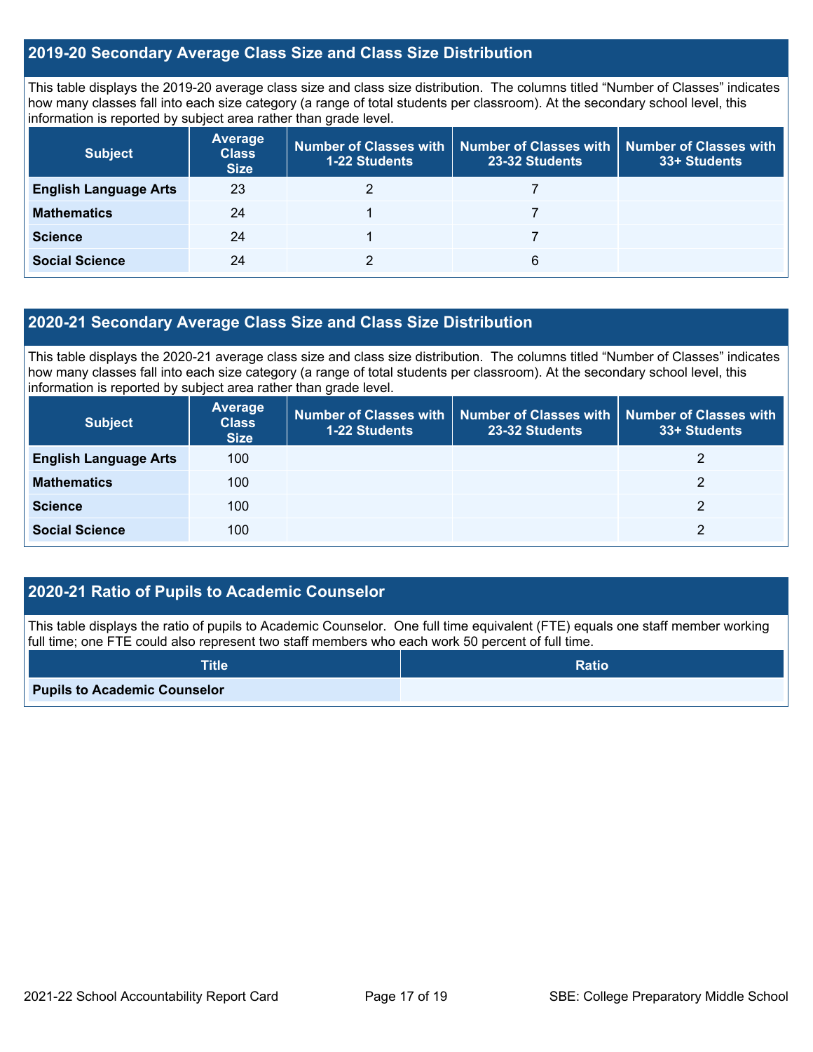## 2019-20 Secondary Average Class Size and Class Size Distribution

This table displays the 2019-20 average class size and class size distribution. The columns titled "Number of Classes" indicates how many classes fall into each size category (a range of total students per classroom). At the secondary school level, this information is reported by subject area rather than grade level.

| Subject | Average Class Size | Number of Classes with 1-22 Students | Number of Classes with 23-32 Students | Number of Classes with 33+ Students |
|---|---|---|---|---|
| **English Language Arts** | 23 | 2 | 7 | |
| **Mathematics** | 24 | 1 | 7 | |
| **Science** | 24 | 1 | 7 | |
| **Social Science** | 24 | 2 | 6 | |

## 2020-21 Secondary Average Class Size and Class Size Distribution

This table displays the 2020-21 average class size and class size distribution. The columns titled "Number of Classes" indicates how many classes fall into each size category (a range of total students per classroom). At the secondary school level, this information is reported by subject area rather than grade level.

| Subject | Average Class Size | Number of Classes with 1-22 Students | Number of Classes with 23-32 Students | Number of Classes with 33+ Students |
|---|---|---|---|---|
| **English Language Arts** | 100 | | | 2 |
| **Mathematics** | 100 | | | 2 |
| **Science** | 100 | | | 2 |
| **Social Science** | 100 | | | 2 |

## 2020-21 Ratio of Pupils to Academic Counselor

This table displays the ratio of pupils to Academic Counselor. One full time equivalent (FTE) equals one staff member working full time; one FTE could also represent two staff members who each work 50 percent of full time.

| Title | Ratio |
|---|---|
| **Pupils to Academic Counselor** | |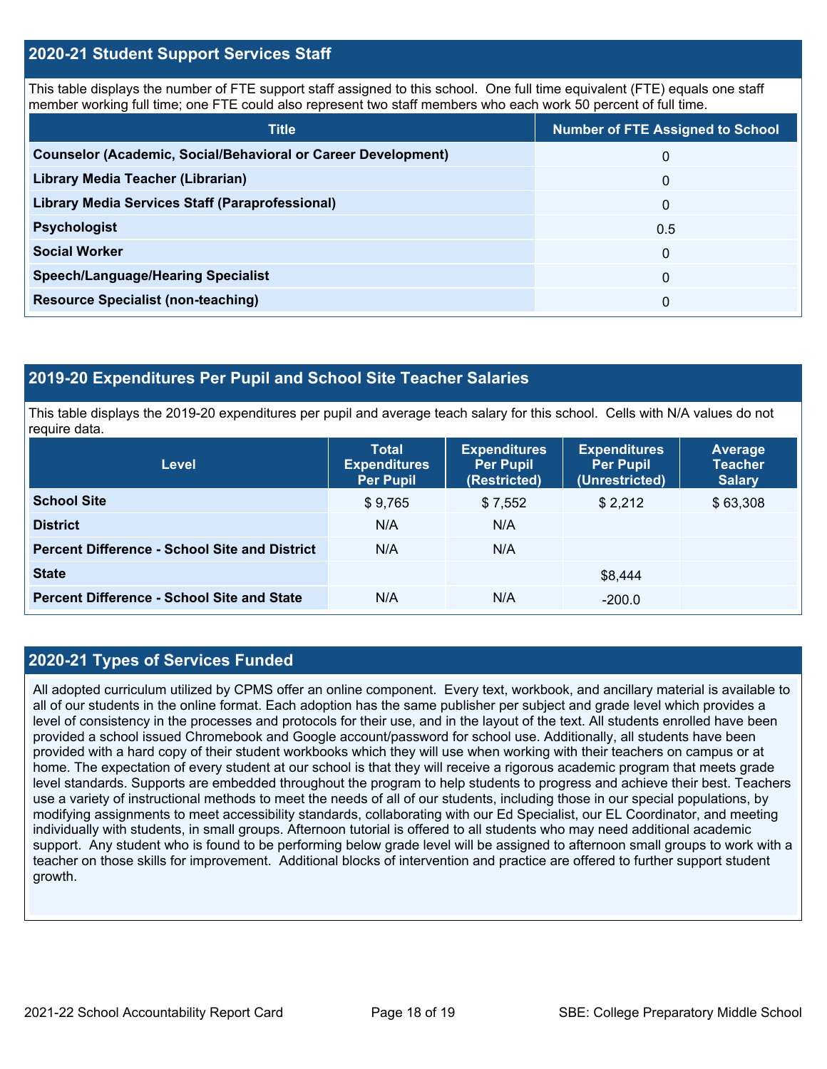## 2020-21 Student Support Services Staff

This table displays the number of FTE support staff assigned to this school. One full time equivalent (FTE) equals one staff member working full time; one FTE could also represent two staff members who each work 50 percent of full time.

| Title | Number of FTE Assigned to School |
| --- | --- |
| **Counselor (Academic, Social/Behavioral or Career Development)** | 0 |
| **Library Media Teacher (Librarian)** | 0 |
| **Library Media Services Staff (Paraprofessional)** | 0 |
| **Psychologist** | 0.5 |
| **Social Worker** | 0 |
| **Speech/Language/Hearing Specialist** | 0 |
| **Resource Specialist (non-teaching)** | 0 |

## 2019-20 Expenditures Per Pupil and School Site Teacher Salaries

This table displays the 2019-20 expenditures per pupil and average teach salary for this school. Cells with N/A values do not require data.

| Level | Total Expenditures Per Pupil | Expenditures Per Pupil (Restricted) | Expenditures Per Pupil (Unrestricted) | Average Teacher Salary |
| --- | --- | --- | --- | --- |
| **School Site** | $ 9,765 | $ 7,552 | $ 2,212 | $ 63,308 |
| **District** | N/A | N/A | | |
| **Percent Difference - School Site and District** | N/A | N/A | | |
| **State** | | | $8,444 | |
| **Percent Difference - School Site and State** | N/A | N/A | -200.0 | |

## 2020-21 Types of Services Funded

All adopted curriculum utilized by CPMS offer an online component. Every text, workbook, and ancillary material is available to all of our students in the online format. Each adoption has the same publisher per subject and grade level which provides a level of consistency in the processes and protocols for their use, and in the layout of the text. All students enrolled have been provided a school issued Chromebook and Google account/password for school use. Additionally, all students have been provided with a hard copy of their student workbooks which they will use when working with their teachers on campus or at home. The expectation of every student at our school is that they will receive a rigorous academic program that meets grade level standards. Supports are embedded throughout the program to help students to progress and achieve their best. Teachers use a variety of instructional methods to meet the needs of all of our students, including those in our special populations, by modifying assignments to meet accessibility standards, collaborating with our Ed Specialist, our EL Coordinator, and meeting individually with students, in small groups. Afternoon tutorial is offered to all students who may need additional academic support. Any student who is found to be performing below grade level will be assigned to afternoon small groups to work with a teacher on those skills for improvement. Additional blocks of intervention and practice are offered to further support student growth.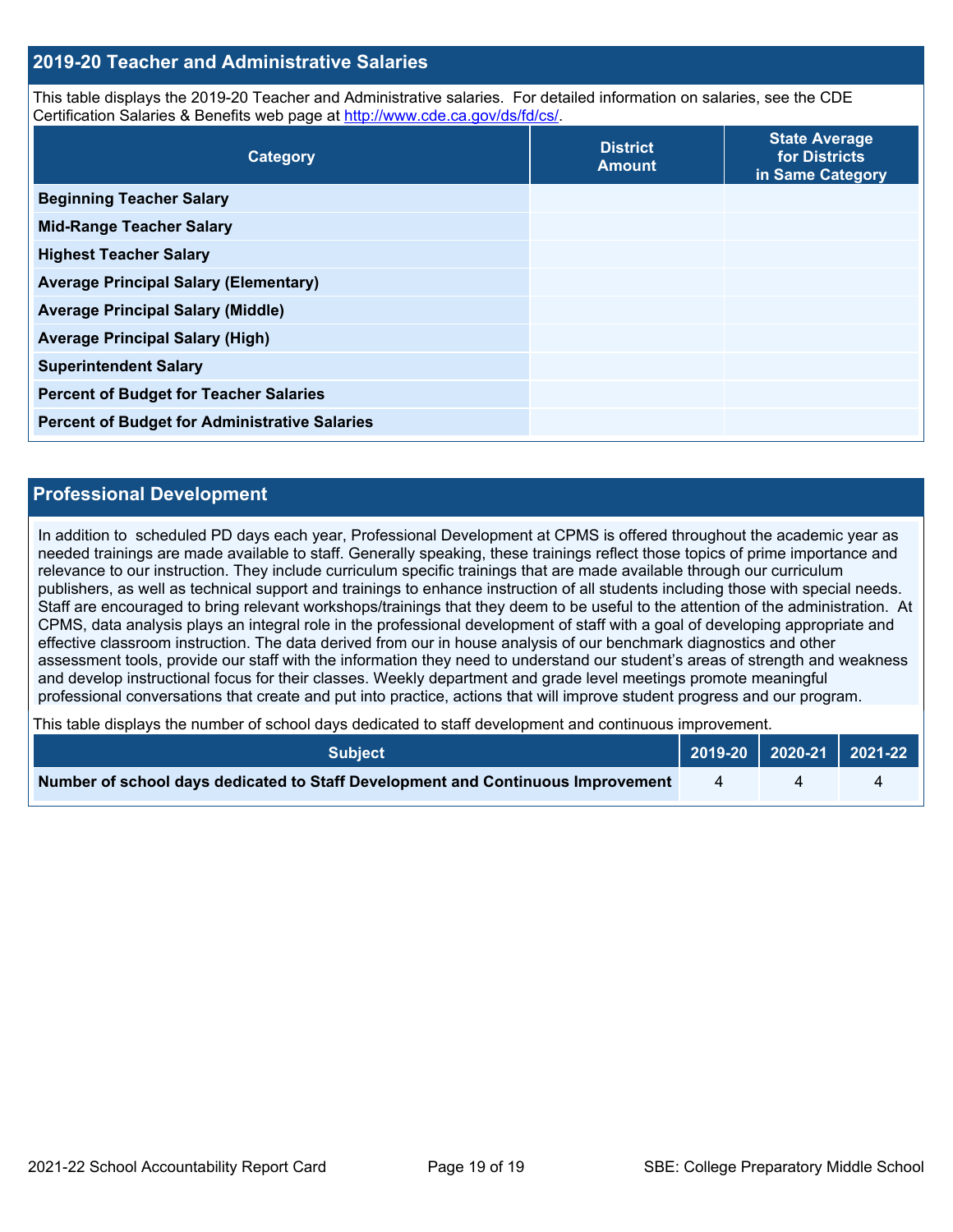## 2019-20 Teacher and Administrative Salaries

This table displays the 2019-20 Teacher and Administrative salaries. For detailed information on salaries, see the CDE Certification Salaries & Benefits web page at http://www.cde.ca.gov/ds/fd/cs/.

| Category | District Amount | State Average for Districts in Same Category |
|---|---|---|
| **Beginning Teacher Salary** | | |
| **Mid-Range Teacher Salary** | | |
| **Highest Teacher Salary** | | |
| **Average Principal Salary (Elementary)** | | |
| **Average Principal Salary (Middle)** | | |
| **Average Principal Salary (High)** | | |
| **Superintendent Salary** | | |
| **Percent of Budget for Teacher Salaries** | | |
| **Percent of Budget for Administrative Salaries** | | |

## Professional Development

In addition to scheduled PD days each year, Professional Development at CPMS is offered throughout the academic year as needed trainings are made available to staff. Generally speaking, these trainings reflect those topics of prime importance and relevance to our instruction. They include curriculum specific trainings that are made available through our curriculum publishers, as well as technical support and trainings to enhance instruction of all students including those with special needs. Staff are encouraged to bring relevant workshops/trainings that they deem to be useful to the attention of the administration. At CPMS, data analysis plays an integral role in the professional development of staff with a goal of developing appropriate and effective classroom instruction. The data derived from our in house analysis of our benchmark diagnostics and other assessment tools, provide our staff with the information they need to understand our student's areas of strength and weakness and develop instructional focus for their classes. Weekly department and grade level meetings promote meaningful professional conversations that create and put into practice, actions that will improve student progress and our program.

This table displays the number of school days dedicated to staff development and continuous improvement.

| Subject | 2019-20 | 2020-21 | 2021-22 |
|---|---|---|---|
| **Number of school days dedicated to Staff Development and Continuous Improvement** | 4 | 4 | 4 |